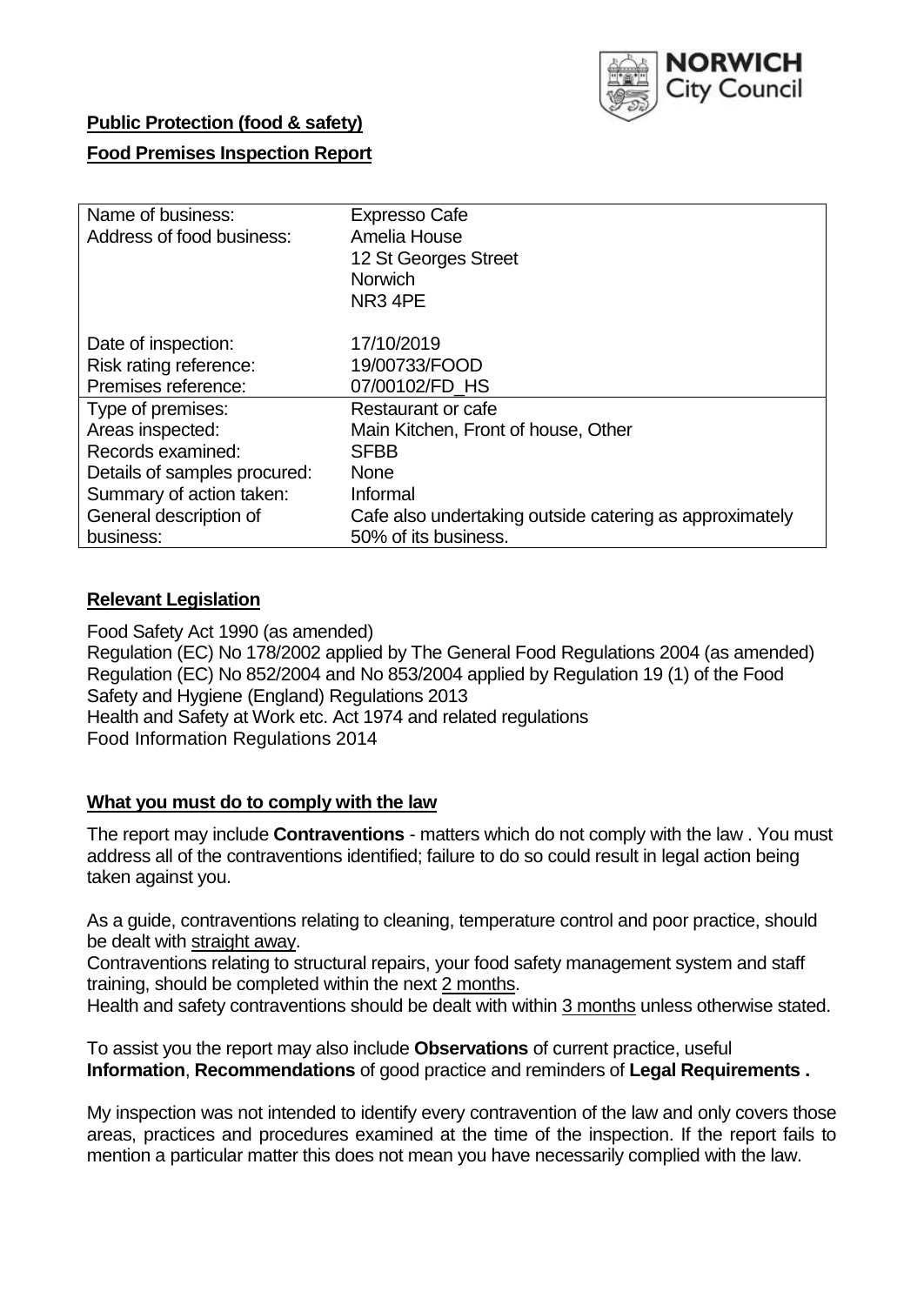**Public Protection (food & safety)**

**Food Premises Inspection Report**

| Name of business: | Expresso Cafe |
|---|---|
| Address of food business: | Amelia House<br>12 St Georges Street<br>Norwich<br>NR3 4PE |
| Date of inspection: | 17/10/2019 |
| Risk rating reference: | 19/00733/FOOD |
| Premises reference: | 07/00102/FD_HS |
| Type of premises: | Restaurant or cafe |
| Areas inspected: | Main Kitchen, Front of house, Other |
| Records examined: | SFBB |
| Details of samples procured: | None |
| Summary of action taken: | Informal |
| General description of business: | Cafe also undertaking outside catering as approximately 50% of its business. |

## **Relevant Legislation**

Food Safety Act 1990 (as amended)
Regulation (EC) No 178/2002 applied by The General Food Regulations 2004 (as amended)
Regulation (EC) No 852/2004 and No 853/2004 applied by Regulation 19 (1) of the Food Safety and Hygiene (England) Regulations 2013
Health and Safety at Work etc. Act 1974 and related regulations
Food Information Regulations 2014

## **What you must do to comply with the law**

The report may include **Contraventions** - matters which do not comply with the law . You must address all of the contraventions identified; failure to do so could result in legal action being taken against you.

As a guide, contraventions relating to cleaning, temperature control and poor practice, should be dealt with straight away.
Contraventions relating to structural repairs, your food safety management system and staff training, should be completed within the next 2 months.
Health and safety contraventions should be dealt with within 3 months unless otherwise stated.

To assist you the report may also include **Observations** of current practice, useful **Information**, **Recommendations** of good practice and reminders of **Legal Requirements .**

My inspection was not intended to identify every contravention of the law and only covers those areas, practices and procedures examined at the time of the inspection. If the report fails to mention a particular matter this does not mean you have necessarily complied with the law.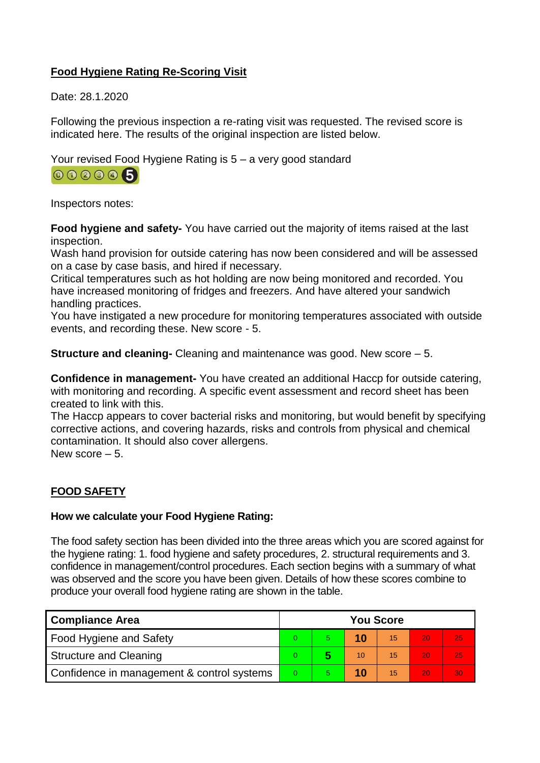## Food Hygiene Rating Re-Scoring Visit

Date: 28.1.2020

Following the previous inspection a re-rating visit was requested. The revised score is indicated here. The results of the original inspection are listed below.

Your revised Food Hygiene Rating is 5 – a very good standard

Inspectors notes:

**Food hygiene and safety-** You have carried out the majority of items raised at the last inspection.
Wash hand provision for outside catering has now been considered and will be assessed on a case by case basis, and hired if necessary.
Critical temperatures such as hot holding are now being monitored and recorded. You have increased monitoring of fridges and freezers. And have altered your sandwich handling practices.
You have instigated a new procedure for monitoring temperatures associated with outside events, and recording these. New score - 5.

**Structure and cleaning-** Cleaning and maintenance was good. New score – 5.

**Confidence in management-** You have created an additional Haccp for outside catering, with monitoring and recording. A specific event assessment and record sheet has been created to link with this.
The Haccp appears to cover bacterial risks and monitoring, but would benefit by specifying corrective actions, and covering hazards, risks and controls from physical and chemical contamination. It should also cover allergens.
New score – 5.

## FOOD SAFETY

### How we calculate your Food Hygiene Rating:

The food safety section has been divided into the three areas which you are scored against for the hygiene rating: 1. food hygiene and safety procedures, 2. structural requirements and 3. confidence in management/control procedures. Each section begins with a summary of what was observed and the score you have been given. Details of how these scores combine to produce your overall food hygiene rating are shown in the table.

| Compliance Area | You Score | | | | | |
|---|---|---|---|---|---|---|
| Food Hygiene and Safety | 0 | 5 | **10** | 15 | 20 | 25 |
| Structure and Cleaning | 0 | **5** | 10 | 15 | 20 | 25 |
| Confidence in management & control systems | 0 | 5 | **10** | 15 | 20 | 30 |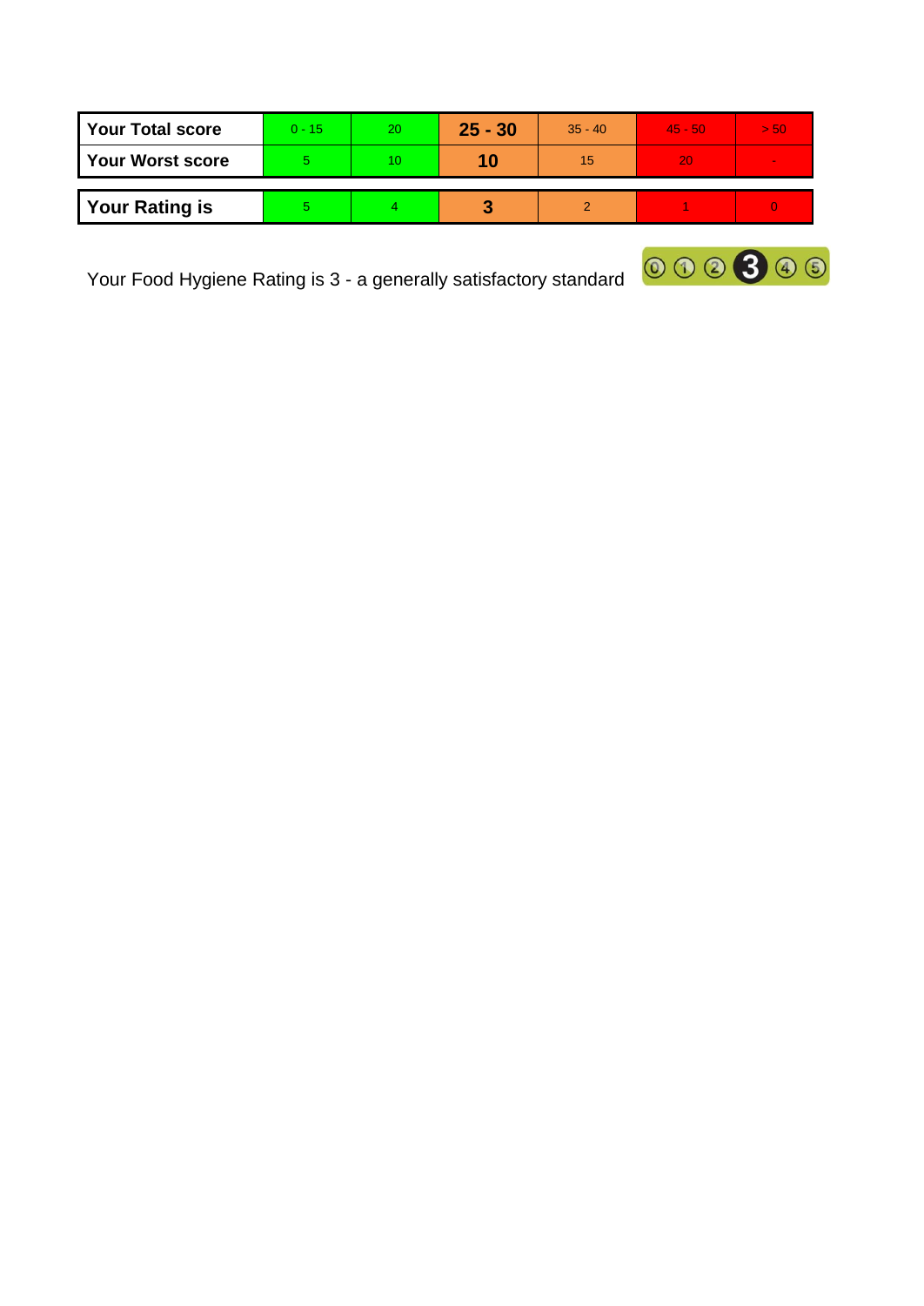| Your Total score | 0 - 15 | 20 | **25 - 30** | 35 - 40 | 45 - 50 | > 50 |
|---|---|---|---|---|---|---|
| Your Worst score | 5 | 10 | **10** | 15 | 20 | - |
| Your Rating is | 5 | 4 | **3** | 2 | 1 | 0 |

Your Food Hygiene Rating is 3 - a generally satisfactory standard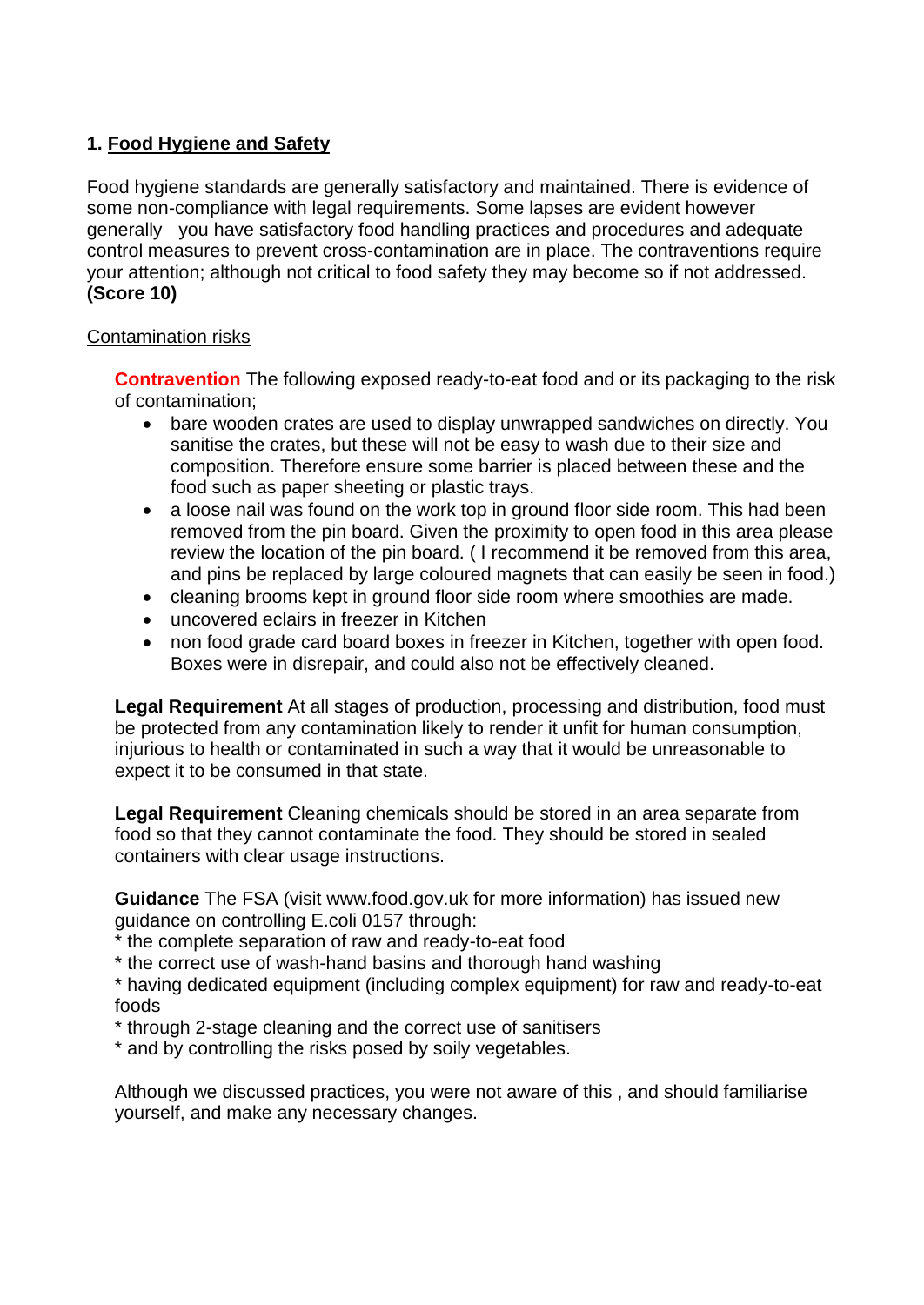## 1. <u>Food Hygiene and Safety</u>

Food hygiene standards are generally satisfactory and maintained. There is evidence of some non-compliance with legal requirements. Some lapses are evident however generally you have satisfactory food handling practices and procedures and adequate control measures to prevent cross-contamination are in place. The contraventions require your attention; although not critical to food safety they may become so if not addressed. **(Score 10)**

<u>Contamination risks</u>

**Contravention** The following exposed ready-to-eat food and or its packaging to the risk of contamination;

- bare wooden crates are used to display unwrapped sandwiches on directly. You sanitise the crates, but these will not be easy to wash due to their size and composition. Therefore ensure some barrier is placed between these and the food such as paper sheeting or plastic trays.
- a loose nail was found on the work top in ground floor side room. This had been removed from the pin board. Given the proximity to open food in this area please review the location of the pin board. ( I recommend it be removed from this area, and pins be replaced by large coloured magnets that can easily be seen in food.)
- cleaning brooms kept in ground floor side room where smoothies are made.
- uncovered eclairs in freezer in Kitchen
- non food grade card board boxes in freezer in Kitchen, together with open food. Boxes were in disrepair, and could also not be effectively cleaned.

**Legal Requirement** At all stages of production, processing and distribution, food must be protected from any contamination likely to render it unfit for human consumption, injurious to health or contaminated in such a way that it would be unreasonable to expect it to be consumed in that state.

**Legal Requirement** Cleaning chemicals should be stored in an area separate from food so that they cannot contaminate the food. They should be stored in sealed containers with clear usage instructions.

**Guidance** The FSA (visit www.food.gov.uk for more information) has issued new guidance on controlling E.coli 0157 through:
* the complete separation of raw and ready-to-eat food
* the correct use of wash-hand basins and thorough hand washing
* having dedicated equipment (including complex equipment) for raw and ready-to-eat foods
* through 2-stage cleaning and the correct use of sanitisers
* and by controlling the risks posed by soily vegetables.

Although we discussed practices, you were not aware of this , and should familiarise yourself, and make any necessary changes.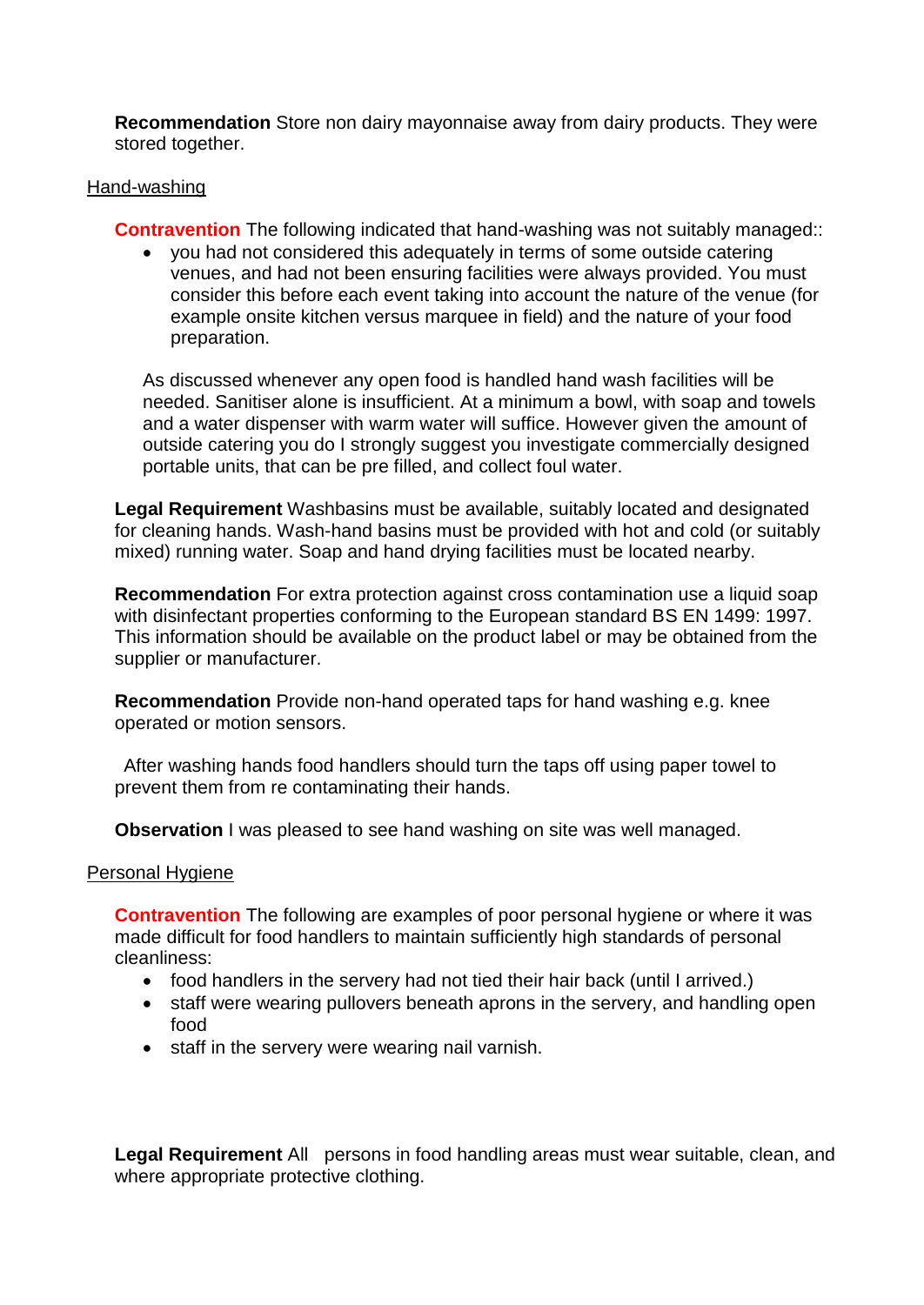**Recommendation** Store non dairy mayonnaise away from dairy products. They were stored together.

Hand-washing

**Contravention** The following indicated that hand-washing was not suitably managed::

- you had not considered this adequately in terms of some outside catering venues, and had not been ensuring facilities were always provided. You must consider this before each event taking into account the nature of the venue (for example onsite kitchen versus marquee in field) and the nature of your food preparation.

As discussed whenever any open food is handled hand wash facilities will be needed. Sanitiser alone is insufficient. At a minimum a bowl, with soap and towels and a water dispenser with warm water will suffice. However given the amount of outside catering you do I strongly suggest you investigate commercially designed portable units, that can be pre filled, and collect foul water.

**Legal Requirement** Washbasins must be available, suitably located and designated for cleaning hands. Wash-hand basins must be provided with hot and cold (or suitably mixed) running water. Soap and hand drying facilities must be located nearby.

**Recommendation** For extra protection against cross contamination use a liquid soap with disinfectant properties conforming to the European standard BS EN 1499: 1997. This information should be available on the product label or may be obtained from the supplier or manufacturer.

**Recommendation** Provide non-hand operated taps for hand washing e.g. knee operated or motion sensors.

After washing hands food handlers should turn the taps off using paper towel to prevent them from re contaminating their hands.

**Observation** I was pleased to see hand washing on site was well managed.

Personal Hygiene

**Contravention** The following are examples of poor personal hygiene or where it was made difficult for food handlers to maintain sufficiently high standards of personal cleanliness:

- food handlers in the servery had not tied their hair back (until I arrived.)
- staff were wearing pullovers beneath aprons in the servery, and handling open food
- staff in the servery were wearing nail varnish.

**Legal Requirement** All persons in food handling areas must wear suitable, clean, and where appropriate protective clothing.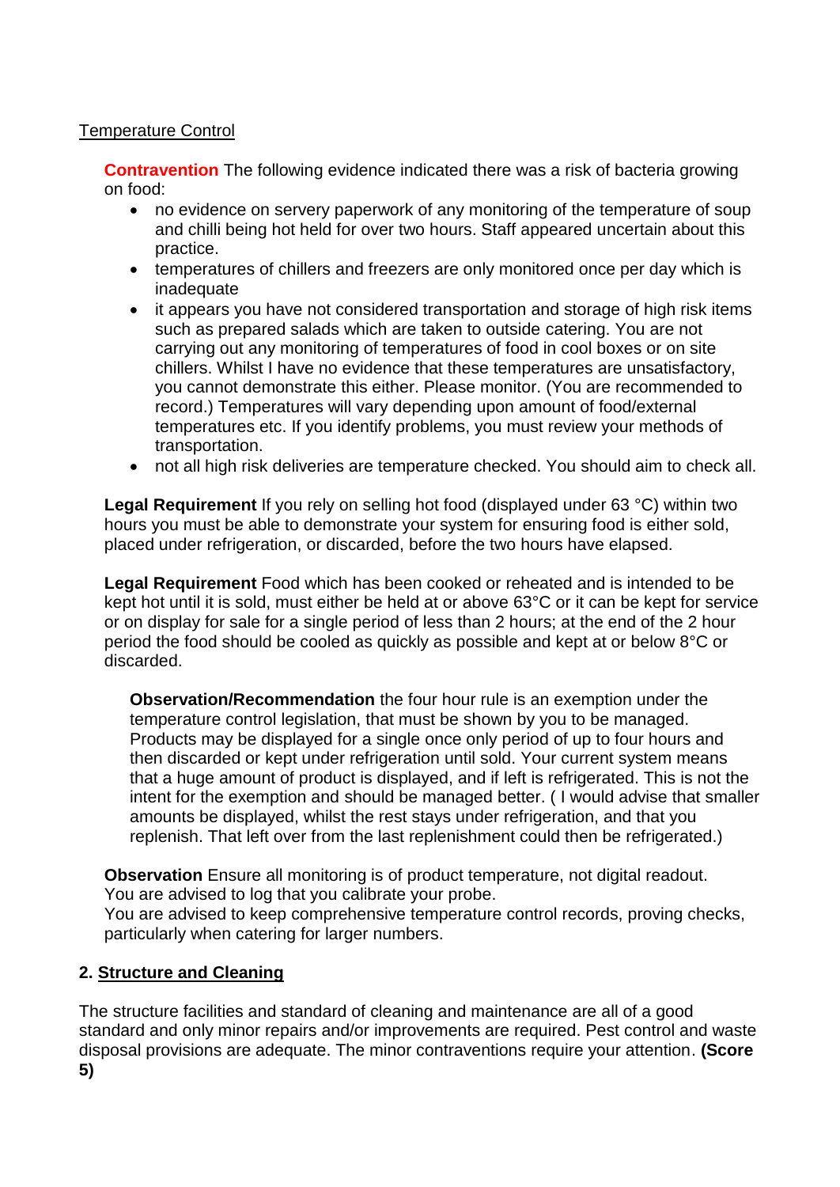Temperature Control

**Contravention** The following evidence indicated there was a risk of bacteria growing on food:

- no evidence on servery paperwork of any monitoring of the temperature of soup and chilli being hot held for over two hours. Staff appeared uncertain about this practice.
- temperatures of chillers and freezers are only monitored once per day which is inadequate
- it appears you have not considered transportation and storage of high risk items such as prepared salads which are taken to outside catering. You are not carrying out any monitoring of temperatures of food in cool boxes or on site chillers. Whilst I have no evidence that these temperatures are unsatisfactory, you cannot demonstrate this either. Please monitor. (You are recommended to record.) Temperatures will vary depending upon amount of food/external temperatures etc. If you identify problems, you must review your methods of transportation.
- not all high risk deliveries are temperature checked. You should aim to check all.

**Legal Requirement** If you rely on selling hot food (displayed under 63 °C) within two hours you must be able to demonstrate your system for ensuring food is either sold, placed under refrigeration, or discarded, before the two hours have elapsed.

**Legal Requirement** Food which has been cooked or reheated and is intended to be kept hot until it is sold, must either be held at or above 63°C or it can be kept for service or on display for sale for a single period of less than 2 hours; at the end of the 2 hour period the food should be cooled as quickly as possible and kept at or below 8°C or discarded.

**Observation/Recommendation** the four hour rule is an exemption under the temperature control legislation, that must be shown by you to be managed. Products may be displayed for a single once only period of up to four hours and then discarded or kept under refrigeration until sold. Your current system means that a huge amount of product is displayed, and if left is refrigerated. This is not the intent for the exemption and should be managed better. ( I would advise that smaller amounts be displayed, whilst the rest stays under refrigeration, and that you replenish. That left over from the last replenishment could then be refrigerated.)

**Observation** Ensure all monitoring is of product temperature, not digital readout.
You are advised to log that you calibrate your probe.
You are advised to keep comprehensive temperature control records, proving checks, particularly when catering for larger numbers.

## 2. Structure and Cleaning

The structure facilities and standard of cleaning and maintenance are all of a good standard and only minor repairs and/or improvements are required. Pest control and waste disposal provisions are adequate. The minor contraventions require your attention. **(Score 5)**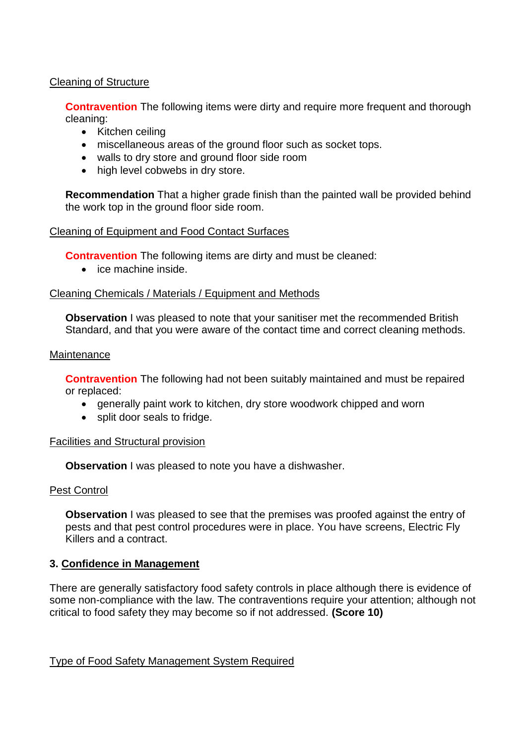Cleaning of Structure

**Contravention** The following items were dirty and require more frequent and thorough cleaning:

- Kitchen ceiling
- miscellaneous areas of the ground floor such as socket tops.
- walls to dry store and ground floor side room
- high level cobwebs in dry store.

**Recommendation** That a higher grade finish than the painted wall be provided behind the work top in the ground floor side room.

Cleaning of Equipment and Food Contact Surfaces

**Contravention** The following items are dirty and must be cleaned:

- ice machine inside.

Cleaning Chemicals / Materials / Equipment and Methods

**Observation** I was pleased to note that your sanitiser met the recommended British Standard, and that you were aware of the contact time and correct cleaning methods.

Maintenance

**Contravention** The following had not been suitably maintained and must be repaired or replaced:

- generally paint work to kitchen, dry store woodwork chipped and worn
- split door seals to fridge.

Facilities and Structural provision

**Observation** I was pleased to note you have a dishwasher.

Pest Control

**Observation** I was pleased to see that the premises was proofed against the entry of pests and that pest control procedures were in place. You have screens, Electric Fly Killers and a contract.

## 3. Confidence in Management

There are generally satisfactory food safety controls in place although there is evidence of some non-compliance with the law. The contraventions require your attention; although not critical to food safety they may become so if not addressed. **(Score 10)**

Type of Food Safety Management System Required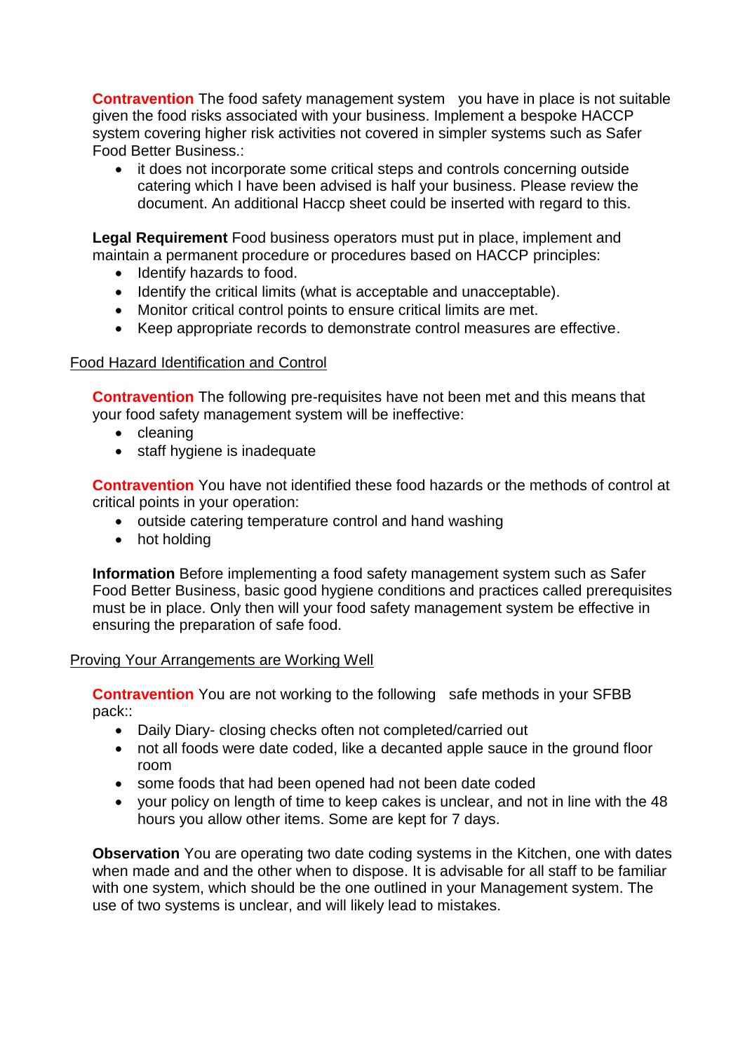**Contravention** The food safety management system  you have in place is not suitable given the food risks associated with your business. Implement a bespoke HACCP system covering higher risk activities not covered in simpler systems such as Safer Food Better Business.:

- it does not incorporate some critical steps and controls concerning outside catering which I have been advised is half your business. Please review the document. An additional Haccp sheet could be inserted with regard to this.

**Legal Requirement** Food business operators must put in place, implement and maintain a permanent procedure or procedures based on HACCP principles:

- Identify hazards to food.
- Identify the critical limits (what is acceptable and unacceptable).
- Monitor critical control points to ensure critical limits are met.
- Keep appropriate records to demonstrate control measures are effective.

Food Hazard Identification and Control

**Contravention** The following pre-requisites have not been met and this means that your food safety management system will be ineffective:

- cleaning
- staff hygiene is inadequate

**Contravention** You have not identified these food hazards or the methods of control at critical points in your operation:

- outside catering temperature control and hand washing
- hot holding

**Information** Before implementing a food safety management system such as Safer Food Better Business, basic good hygiene conditions and practices called prerequisites must be in place. Only then will your food safety management system be effective in ensuring the preparation of safe food.

Proving Your Arrangements are Working Well

**Contravention** You are not working to the following  safe methods in your SFBB pack::

- Daily Diary- closing checks often not completed/carried out
- not all foods were date coded, like a decanted apple sauce in the ground floor room
- some foods that had been opened had not been date coded
- your policy on length of time to keep cakes is unclear, and not in line with the 48 hours you allow other items. Some are kept for 7 days.

**Observation** You are operating two date coding systems in the Kitchen, one with dates when made and and the other when to dispose. It is advisable for all staff to be familiar with one system, which should be the one outlined in your Management system. The use of two systems is unclear, and will likely lead to mistakes.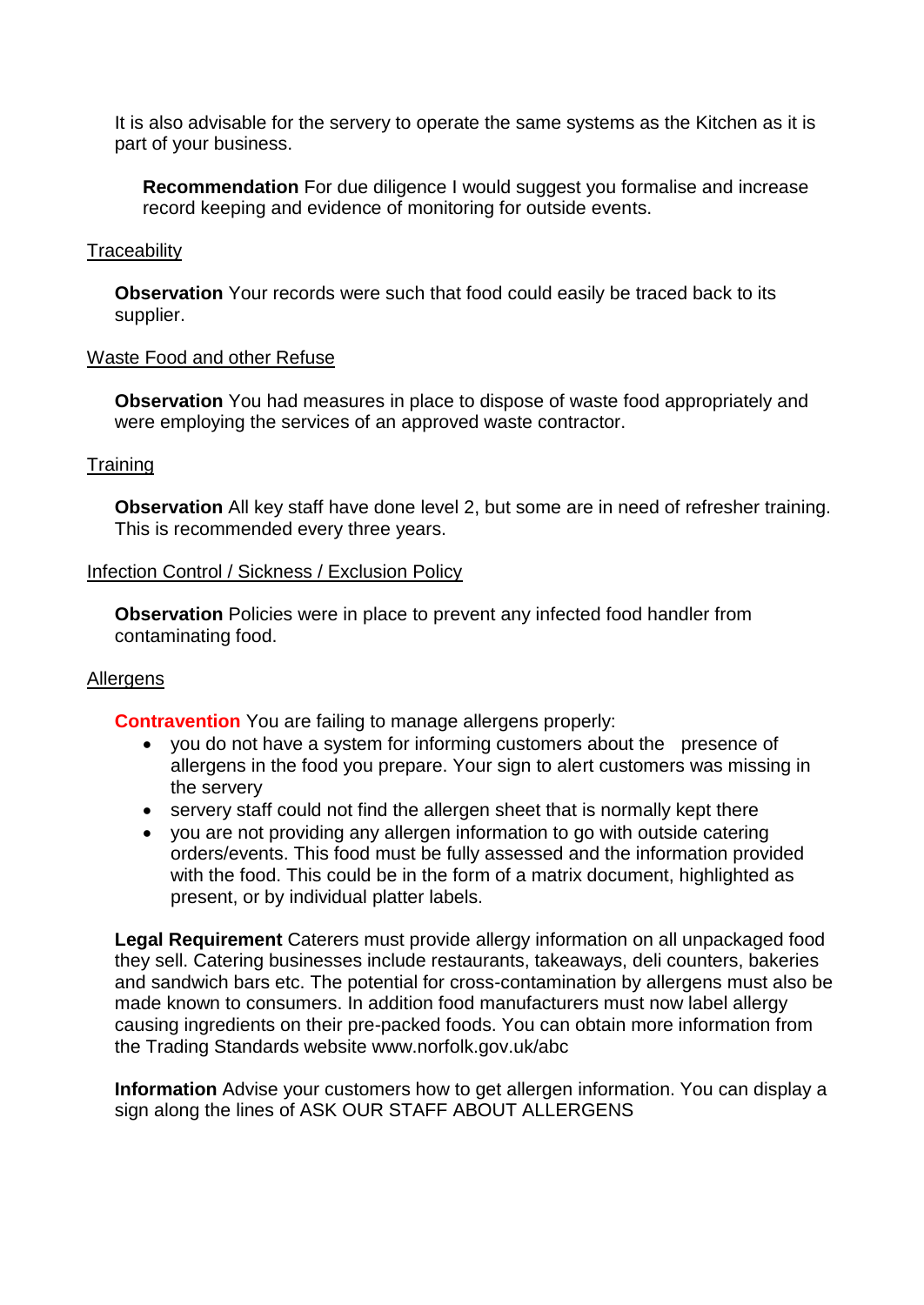It is also advisable for the servery to operate the same systems as the Kitchen as it is part of your business.

**Recommendation** For due diligence I would suggest you formalise and increase record keeping and evidence of monitoring for outside events.

Traceability

**Observation** Your records were such that food could easily be traced back to its supplier.

Waste Food and other Refuse

**Observation** You had measures in place to dispose of waste food appropriately and were employing the services of an approved waste contractor.

Training

**Observation** All key staff have done level 2, but some are in need of refresher training. This is recommended every three years.

Infection Control / Sickness / Exclusion Policy

**Observation** Policies were in place to prevent any infected food handler from contaminating food.

Allergens

**Contravention** You are failing to manage allergens properly:

- you do not have a system for informing customers about the presence of allergens in the food you prepare. Your sign to alert customers was missing in the servery
- servery staff could not find the allergen sheet that is normally kept there
- you are not providing any allergen information to go with outside catering orders/events. This food must be fully assessed and the information provided with the food. This could be in the form of a matrix document, highlighted as present, or by individual platter labels.

**Legal Requirement** Caterers must provide allergy information on all unpackaged food they sell. Catering businesses include restaurants, takeaways, deli counters, bakeries and sandwich bars etc. The potential for cross-contamination by allergens must also be made known to consumers. In addition food manufacturers must now label allergy causing ingredients on their pre-packed foods. You can obtain more information from the Trading Standards website www.norfolk.gov.uk/abc

**Information** Advise your customers how to get allergen information. You can display a sign along the lines of ASK OUR STAFF ABOUT ALLERGENS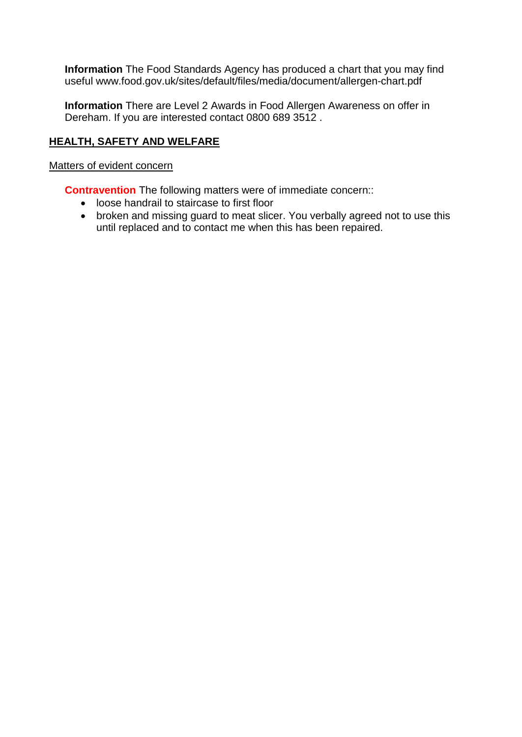**Information** The Food Standards Agency has produced a chart that you may find useful www.food.gov.uk/sites/default/files/media/document/allergen-chart.pdf

**Information** There are Level 2 Awards in Food Allergen Awareness on offer in Dereham. If you are interested contact 0800 689 3512 .

## HEALTH, SAFETY AND WELFARE

Matters of evident concern

**Contravention** The following matters were of immediate concern::

- loose handrail to staircase to first floor
- broken and missing guard to meat slicer. You verbally agreed not to use this until replaced and to contact me when this has been repaired.